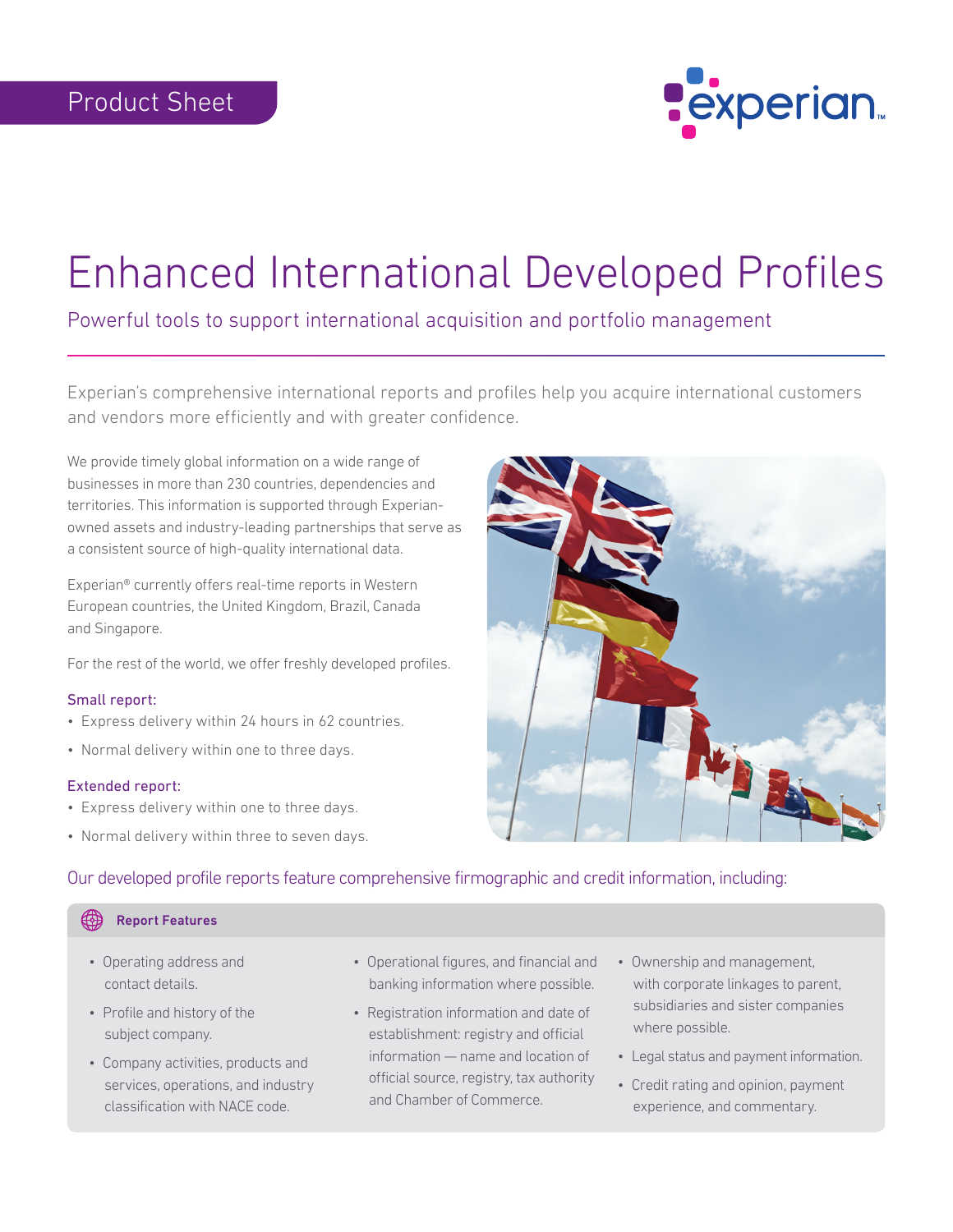Product Sheet

# Enhanced International Developed Profiles

## Powerful tools to support international acquisition and portfolio management

Experian's comprehensive international reports and profiles help you acquire international customers and vendors more efficiently and with greater confidence.

We provide timely global information on a wide range of businesses in more than 230 countries, dependencies and territories. This information is supported through Experian-owned assets and industry-leading partnerships that serve as a consistent source of high-quality international data.

Experian® currently offers real-time reports in Western European countries, the United Kingdom, Brazil, Canada and Singapore.

For the rest of the world, we offer freshly developed profiles.

### Small report:

- Express delivery within 24 hours in 62 countries.
- Normal delivery within one to three days.

### Extended report:

- Express delivery within one to three days.
- Normal delivery within three to seven days.

### Our developed profile reports feature comprehensive firmographic and credit information, including:

**Report Features**

- Operating address and contact details.
- Profile and history of the subject company.
- Company activities, products and services, operations, and industry classification with NACE code.
- Operational figures, and financial and banking information where possible.
- Registration information and date of establishment: registry and official information — name and location of official source, registry, tax authority and Chamber of Commerce.
- Ownership and management, with corporate linkages to parent, subsidiaries and sister companies where possible.
- Legal status and payment information.
- Credit rating and opinion, payment experience, and commentary.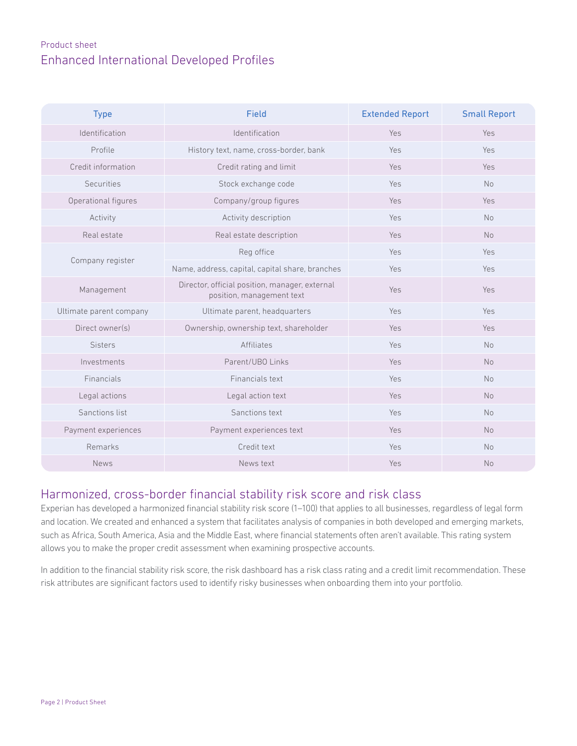Product sheet

# Enhanced International Developed Profiles

| Type | Field | Extended Report | Small Report |
|---|---|---|---|
| Identification | Identification | Yes | Yes |
| Profile | History text, name, cross-border, bank | Yes | Yes |
| Credit information | Credit rating and limit | Yes | Yes |
| Securities | Stock exchange code | Yes | No |
| Operational figures | Company/group figures | Yes | Yes |
| Activity | Activity description | Yes | No |
| Real estate | Real estate description | Yes | No |
| Company register | Reg office | Yes | Yes |
| | Name, address, capital, capital share, branches | Yes | Yes |
| Management | Director, official position, manager, external position, management text | Yes | Yes |
| Ultimate parent company | Ultimate parent, headquarters | Yes | Yes |
| Direct owner(s) | Ownership, ownership text, shareholder | Yes | Yes |
| Sisters | Affiliates | Yes | No |
| Investments | Parent/UBO Links | Yes | No |
| Financials | Financials text | Yes | No |
| Legal actions | Legal action text | Yes | No |
| Sanctions list | Sanctions text | Yes | No |
| Payment experiences | Payment experiences text | Yes | No |
| Remarks | Credit text | Yes | No |
| News | News text | Yes | No |

## Harmonized, cross-border financial stability risk score and risk class

Experian has developed a harmonized financial stability risk score (1–100) that applies to all businesses, regardless of legal form and location. We created and enhanced a system that facilitates analysis of companies in both developed and emerging markets, such as Africa, South America, Asia and the Middle East, where financial statements often aren't available. This rating system allows you to make the proper credit assessment when examining prospective accounts.

In addition to the financial stability risk score, the risk dashboard has a risk class rating and a credit limit recommendation. These risk attributes are significant factors used to identify risky businesses when onboarding them into your portfolio.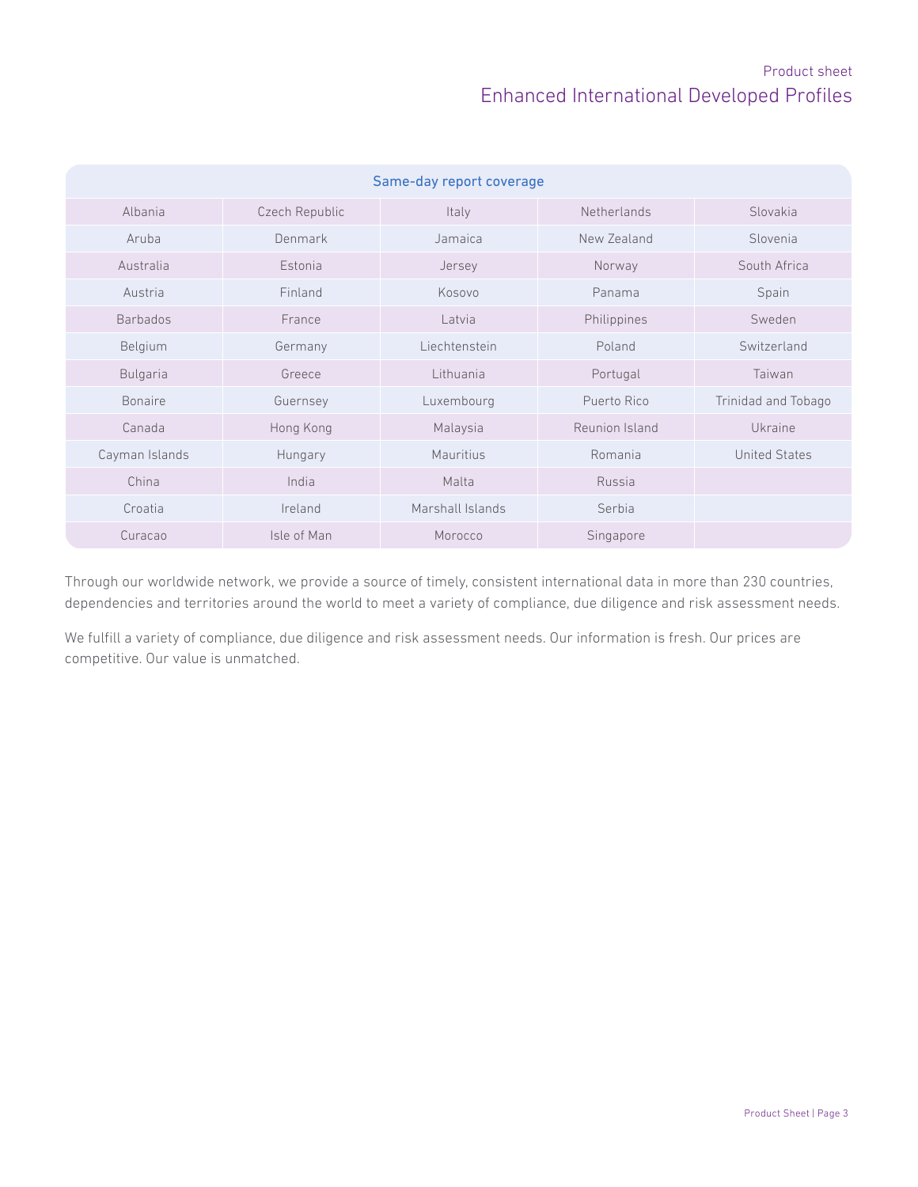| Same-day report coverage | | | | |
|---|---|---|---|---|
| Albania | Czech Republic | Italy | Netherlands | Slovakia |
| Aruba | Denmark | Jamaica | New Zealand | Slovenia |
| Australia | Estonia | Jersey | Norway | South Africa |
| Austria | Finland | Kosovo | Panama | Spain |
| Barbados | France | Latvia | Philippines | Sweden |
| Belgium | Germany | Liechtenstein | Poland | Switzerland |
| Bulgaria | Greece | Lithuania | Portugal | Taiwan |
| Bonaire | Guernsey | Luxembourg | Puerto Rico | Trinidad and Tobago |
| Canada | Hong Kong | Malaysia | Reunion Island | Ukraine |
| Cayman Islands | Hungary | Mauritius | Romania | United States |
| China | India | Malta | Russia | |
| Croatia | Ireland | Marshall Islands | Serbia | |
| Curacao | Isle of Man | Morocco | Singapore | |

Through our worldwide network, we provide a source of timely, consistent international data in more than 230 countries, dependencies and territories around the world to meet a variety of compliance, due diligence and risk assessment needs.

We fulfill a variety of compliance, due diligence and risk assessment needs. Our information is fresh. Our prices are competitive. Our value is unmatched.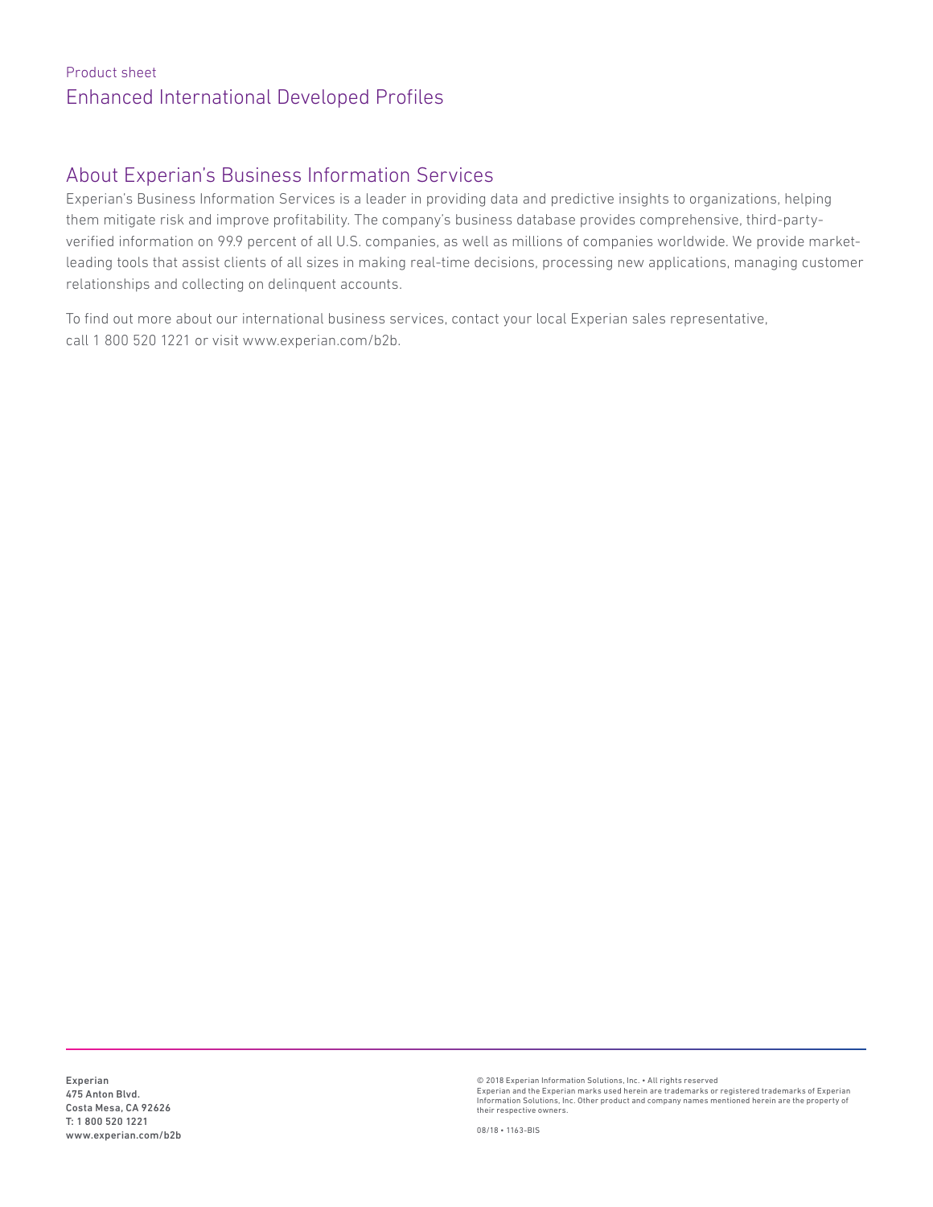Product sheet

# Enhanced International Developed Profiles

## About Experian's Business Information Services

Experian's Business Information Services is a leader in providing data and predictive insights to organizations, helping them mitigate risk and improve profitability. The company's business database provides comprehensive, third-party-verified information on 99.9 percent of all U.S. companies, as well as millions of companies worldwide. We provide market-leading tools that assist clients of all sizes in making real-time decisions, processing new applications, managing customer relationships and collecting on delinquent accounts.

To find out more about our international business services, contact your local Experian sales representative, call 1 800 520 1221 or visit www.experian.com/b2b.

Experian
475 Anton Blvd.
Costa Mesa, CA 92626
T: 1 800 520 1221
www.experian.com/b2b

© 2018 Experian Information Solutions, Inc. • All rights reserved
Experian and the Experian marks used herein are trademarks or registered trademarks of Experian Information Solutions, Inc. Other product and company names mentioned herein are the property of their respective owners.

08/18 • 1163-BIS